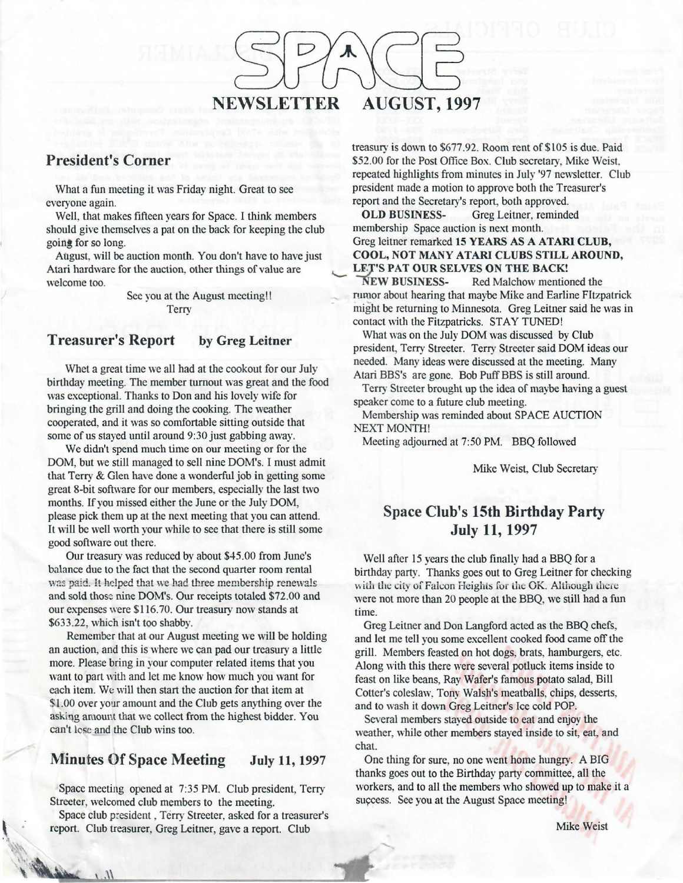# SPACE

## NEWSLETTER AUGUST, 1997

## President's Corner

What a fun meeting it was Friday night. Great to see everyone again.

Well, that makes fifteen years for Space. I think members should give themselves a pat on the back for keeping the club going for so long.

August, will be auction month. You don't have to have just Atari hardware for the auction, other things of value are welcome too.

See you at the August meeting!!
Terry

## Treasurer's Report by Greg Leitner

Whet a great time we all had at the cookout for our July birthday meeting. The member turnout was great and the food was exceptional. Thanks to Don and his lovely wife for bringing the grill and doing the cooking. The weather cooperated, and it was so comfortable sitting outside that some of us stayed until around 9:30 just gabbing away.

We didn't spend much time on our meeting or for the DOM, but we still managed to sell nine DOM's. I must admit that Terry & Glen have done a wonderful job in getting some great 8-bit software for our members, especially the last two months. If you missed either the June or the July DOM, please pick them up at the next meeting that you can attend. It will be well worth your while to see that there is still some good software out there.

Our treasury was reduced by about $45.00 from June's balance due to the fact that the second quarter room rental was paid. It helped that we had three membership renewals and sold those nine DOM's. Our receipts totaled $72.00 and our expenses were $116.70. Our treasury now stands at $633.22, which isn't too shabby.

Remember that at our August meeting we will be holding an auction, and this is where we can pad our treasury a little more. Please bring in your computer related items that you want to part with and let me know how much you want for each item. We will then start the auction for that item at $1.00 over your amount and the Club gets anything over the asking amount that we collect from the highest bidder. You can't lose and the Club wins too.

## Minutes Of Space Meeting July 11, 1997

Space meeting opened at 7:35 PM. Club president, Terry Streeter, welcomed club members to the meeting.

Space club president , Terry Streeter, asked for a treasurer's report. Club treasurer, Greg Leitner, gave a report. Club treasury is down to $677.92. Room rent of $105 is due. Paid $52.00 for the Post Office Box. Club secretary, Mike Weist, repeated highlights from minutes in July '97 newsletter. Club president made a motion to approve both the Treasurer's report and the Secretary's report, both approved.

**OLD BUSINESS-** Greg Leitner, reminded membership Space auction is next month.

Greg leitner remarked **15 YEARS AS A ATARI CLUB, COOL, NOT MANY ATARI CLUBS STILL AROUND, LET'S PAT OUR SELVES ON THE BACK!**

**NEW BUSINESS-** Red Malchow mentioned the rumor about hearing that maybe Mike and Earline FItzpatrick might be returning to Minnesota. Greg Leitner said he was in contact with the Fitzpatricks. STAY TUNED!

What was on the July DOM was discussed by Club president, Terry Streeter. Terry Streeter said DOM ideas our needed. Many ideas were discussed at the meeting. Many Atari BBS's are gone. Bob Puff BBS is still around.

Terry Streeter brought up the idea of maybe having a guest speaker come to a future club meeting.

Membership was reminded about SPACE AUCTION NEXT MONTH!

Meeting adjourned at 7:50 PM. BBQ followed

Mike Weist, Club Secretary

## Space Club's 15th Birthday Party July 11, 1997

Well after 15 years the club finally had a BBQ for a birthday party. Thanks goes out to Greg Leitner for checking with the city of Falcon Heights for the OK. Although there were not more than 20 people at the BBQ, we still had a fun time.

Greg Leitner and Don Langford acted as the BBQ chefs, and let me tell you some excellent cooked food came off the grill. Members feasted on hot dogs, brats, hamburgers, etc. Along with this there were several potluck items inside to feast on like beans, Ray Wafer's famous potato salad, Bill Cotter's coleslaw, Tony Walsh's meatballs, chips, desserts, and to wash it down Greg Leitner's Ice cold POP.

Several members stayed outside to eat and enjoy the weather, while other members stayed inside to sit, eat, and chat.

One thing for sure, no one went home hungry. A BIG thanks goes out to the Birthday party committee, all the workers, and to all the members who showed up to make it a success. See you at the August Space meeting!

Mike Weist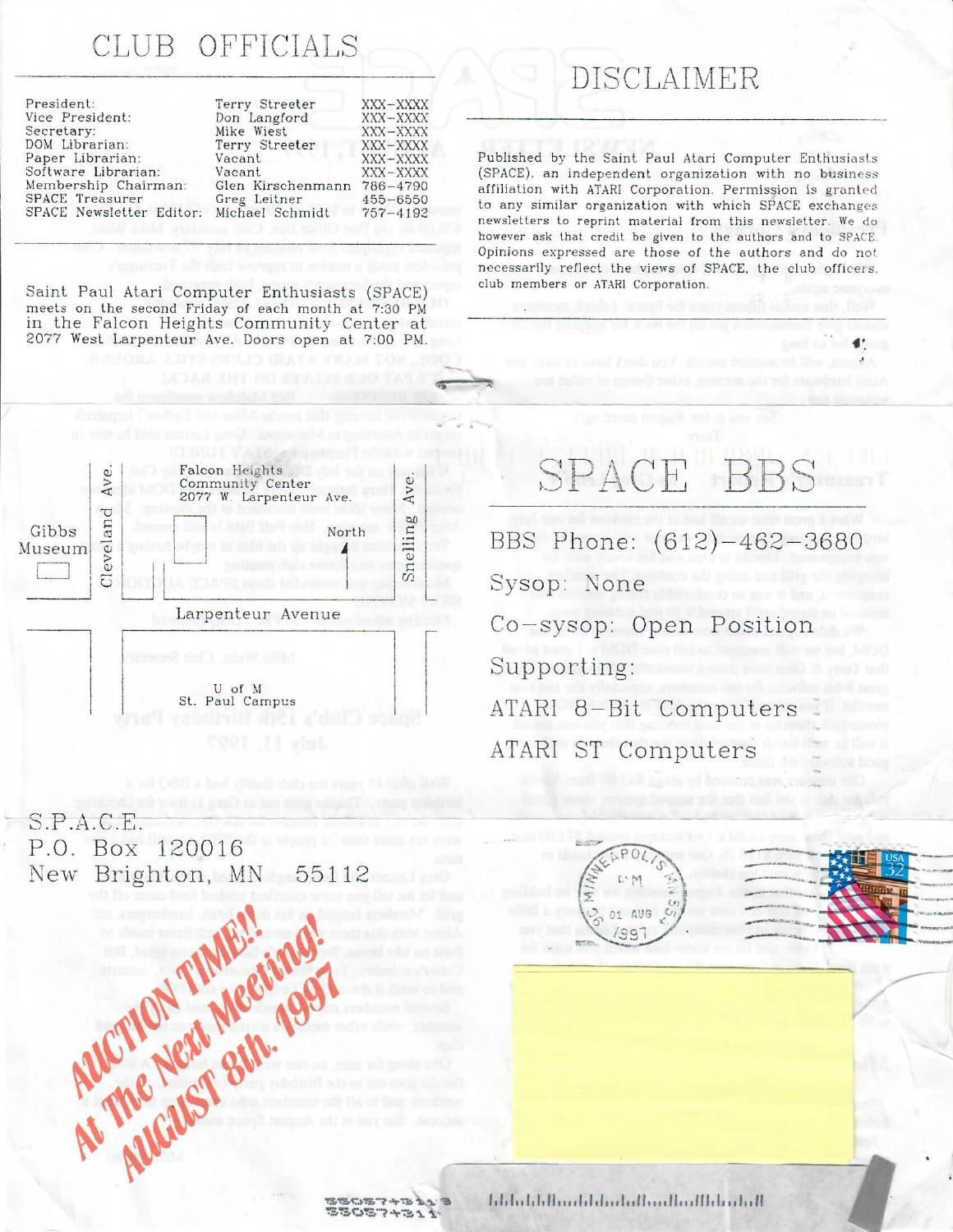# CLUB OFFICIALS

| | | |
|---|---|---|
| President: | Terry Streeter | XXX-XXXX |
| Vice President: | Don Langford | XXX-XXXX |
| Secretary: | Mike Wiest | XXX-XXXX |
| DOM Librarian: | Terry Streeter | XXX-XXXX |
| Paper Librarian: | Vacant | XXX-XXXX |
| Software Librarian: | Vacant | XXX-XXXX |
| Membership Chairman: | Glen Kirschenmann | 786-4790 |
| SPACE Treasurer | Greg Leitner | 455-6550 |
| SPACE Newsletter Editor: | Michael Schmidt | 757-4192 |

Saint Paul Atari Computer Enthusiasts (SPACE) meets on the second Friday of each month at 7:30 PM in the Falcon Heights Community Center at 2077 West Larpenteur Ave. Doors open at 7:00 PM.

Falcon Heights Community Center
2077 W. Larpenteur Ave.

Gibbs Museum

Cleveland Ave.

Snelling Ave.

North

Larpenteur Avenue

U of M
St. Paul Campus

# DISCLAIMER

Published by the Saint Paul Atari Computer Enthusiasts (SPACE), an independent organization with no business affiliation with ATARI Corporation. Permission is granted to any similar organization with which SPACE exchanges newsletters to reprint material from this newsletter. We do however ask that credit be given to the authors and to SPACE. Opinions expressed are those of the authors and do not necessarily reflect the views of SPACE, the club officers, club members or ATARI Corporation.

# SPACE BBS

BBS Phone: (612)-462-3680

Sysop: None

Co-sysop: Open Position

Supporting:

ATARI 8-Bit Computers

ATARI ST Computers

S.P.A.C.E.
P.O. Box 120016
New Brighton, MN 55112

**AUCTION TIME!! At The Next Meeting! AUGUST 8th. 1997**